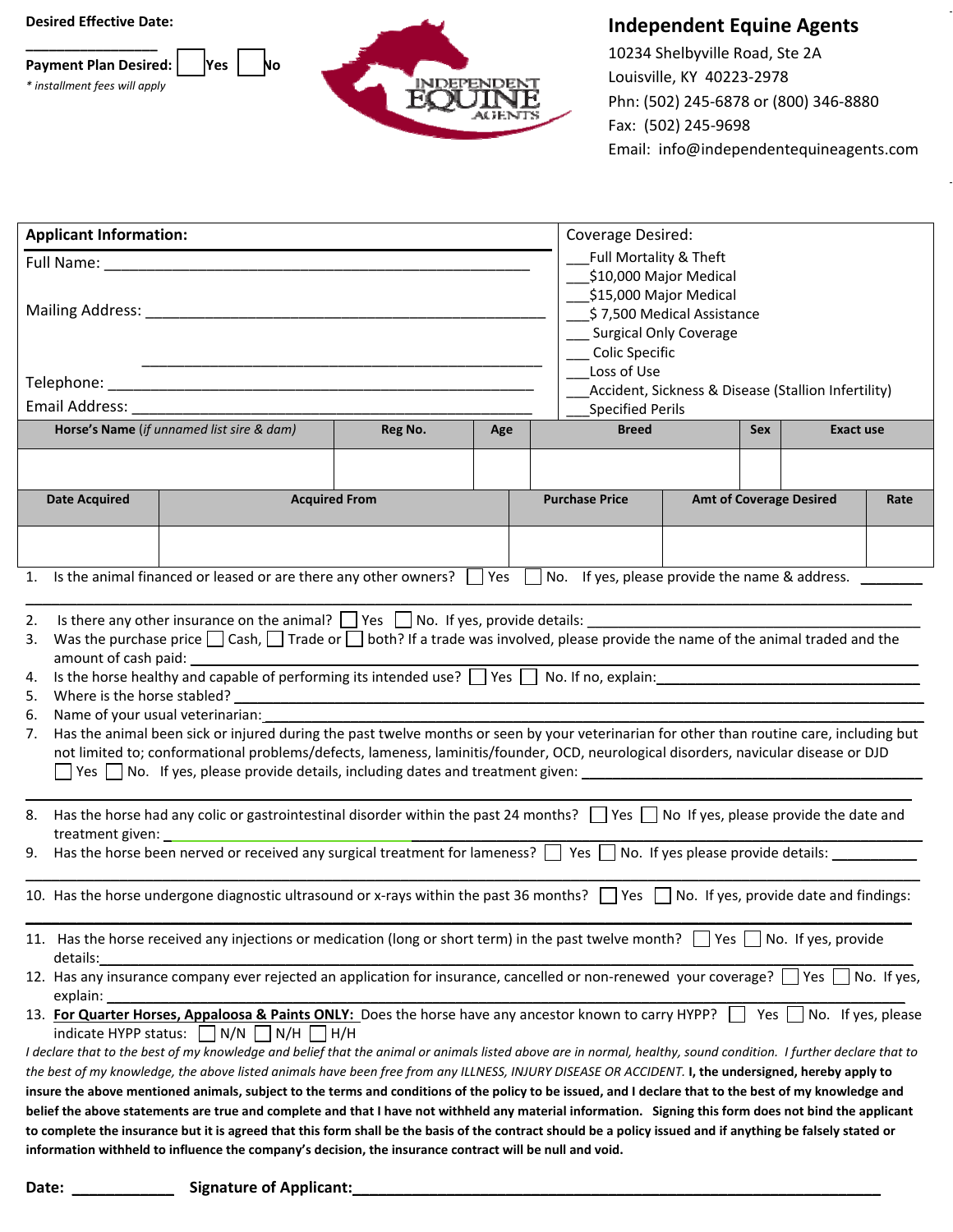Desired Effective Date:

________________

**Payment Plan Desired:** ☐ **Yes** ☐ **No**

*\* installment fees will apply*

## Independent Equine Agents

10234 Shelbyville Road, Ste 2A
Louisville, KY 40223-2978
Phn: (502) 245-6878 or (800) 346-8880
Fax: (502) 245-9698
Email: info@independentequineagents.com

**Applicant Information:**

Full Name: ________________________________________________

Mailing Address: ________________________________________________

________________________________________________

Telephone: ________________________________________________

Email Address: ________________________________________________

Coverage Desired:

___Full Mortality & Theft
___$10,000 Major Medical
___$15,000 Major Medical
___$ 7,500 Medical Assistance
___ Surgical Only Coverage
___ Colic Specific
___Loss of Use
___Accident, Sickness & Disease (Stallion Infertility)
___Specified Perils

| **Horse's Name** (*if unnamed list sire & dam*) | **Reg No.** | **Age** | **Breed** | **Sex** | **Exact use** |
|---|---|---|---|---|---|
| | | | | | |

| **Date Acquired** | **Acquired From** | **Purchase Price** | **Amt of Coverage Desired** | **Rate** |
|---|---|---|---|---|
| | | | | |

1. Is the animal financed or leased or are there any other owners? ☐ Yes ☐ No. If yes, please provide the name & address. ________
________________________________________________________________
2. Is there any other insurance on the animal? ☐ Yes ☐ No. If yes, provide details: ________________________________
3. Was the purchase price ☐ Cash, ☐ Trade or ☐ both? If a trade was involved, please provide the name of the animal traded and the amount of cash paid: ________________________________
4. Is the horse healthy and capable of performing its intended use? ☐ Yes ☐ No. If no, explain: ________________________________
5. Where is the horse stabled? ________________________________
6. Name of your usual veterinarian: ________________________________
7. Has the animal been sick or injured during the past twelve months or seen by your veterinarian for other than routine care, including but not limited to; conformational problems/defects, lameness, laminitis/founder, OCD, neurological disorders, navicular disease or DJD ☐ Yes ☐ No. If yes, please provide details, including dates and treatment given: ________________________________
________________________________________________________________
8. Has the horse had any colic or gastrointestinal disorder within the past 24 months? ☐ Yes ☐ No If yes, please provide the date and treatment given: ________________________________
9. Has the horse been nerved or received any surgical treatment for lameness? ☐ Yes ☐ No. If yes please provide details: ___________
________________________________________________________________
10. Has the horse undergone diagnostic ultrasound or x-rays within the past 36 months? ☐ Yes ☐ No. If yes, provide date and findings:
________________________________________________________________
11. Has the horse received any injections or medication (long or short term) in the past twelve month? ☐ Yes ☐ No. If yes, provide details: ________________________________
12. Has any insurance company ever rejected an application for insurance, cancelled or non-renewed your coverage? ☐ Yes ☐ No. If yes, explain: ________________________________
13. **<u>For Quarter Horses, Appaloosa & Paints ONLY:</u>** Does the horse have any ancestor known to carry HYPP? ☐ Yes ☐ No. If yes, please indicate HYPP status: ☐ N/N ☐ N/H ☐ H/H

*I declare that to the best of my knowledge and belief that the animal or animals listed above are in normal, healthy, sound condition. I further declare that to the best of my knowledge, the above listed animals have been free from any ILLNESS, INJURY DISEASE OR ACCIDENT.* **I, the undersigned, hereby apply to insure the above mentioned animals, subject to the terms and conditions of the policy to be issued, and I declare that to the best of my knowledge and belief the above statements are true and complete and that I have not withheld any material information. Signing this form does not bind the applicant to complete the insurance but it is agreed that this form shall be the basis of the contract should be a policy issued and if anything be falsely stated or information withheld to influence the company's decision, the insurance contract will be null and void.**

**Date:** ____________ **Signature of Applicant:**________________________________________________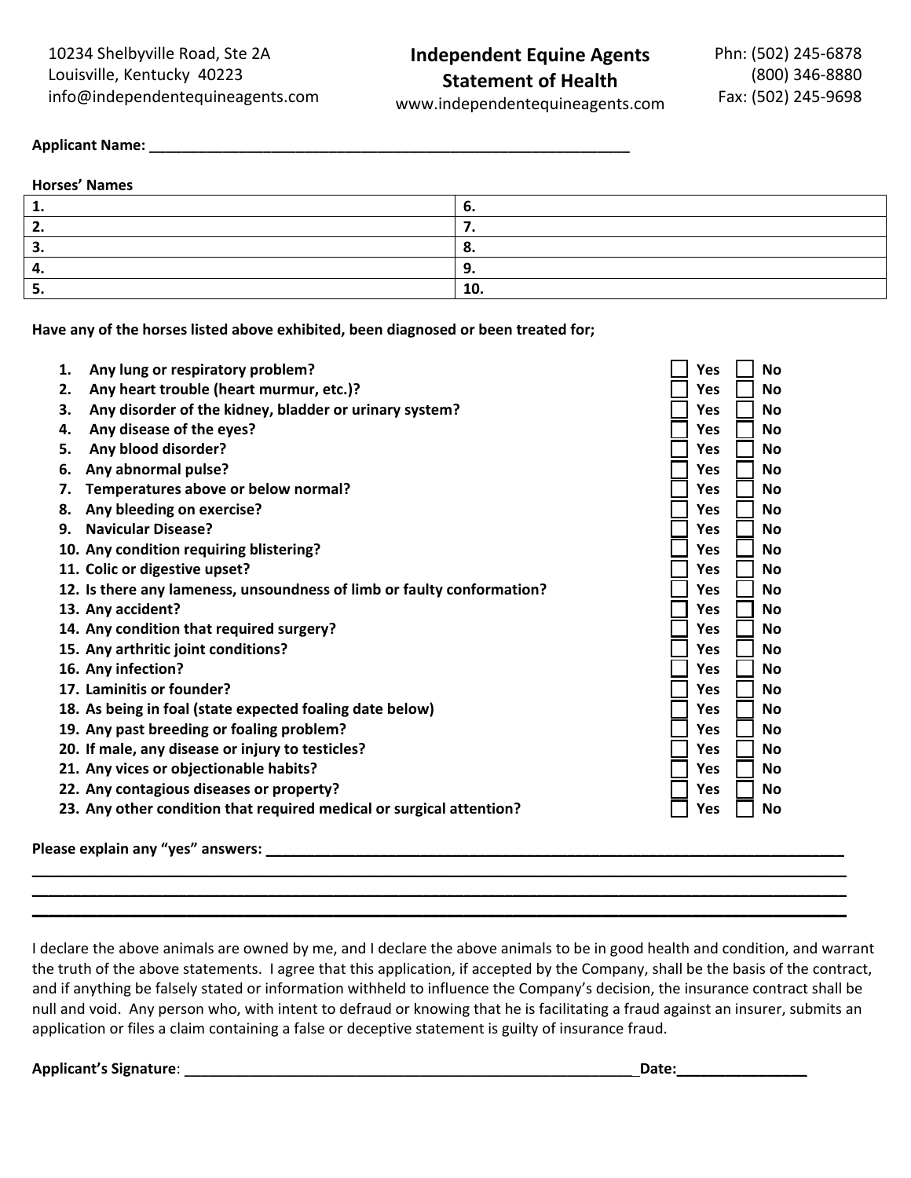10234 Shelbyville Road, Ste 2A
Louisville, Kentucky 40223
info@independentequineagents.com

# Independent Equine Agents
## Statement of Health

www.independentequineagents.com

Phn: (502) 245-6878
(800) 346-8880
Fax: (502) 245-9698

**Applicant Name: ____________________________________________________________**

**Horses' Names**

| | |
|---|---|
| **1.** | **6.** |
| **2.** | **7.** |
| **3.** | **8.** |
| **4.** | **9.** |
| **5.** | **10.** |

**Have any of the horses listed above exhibited, been diagnosed or been treated for;**

| | | |
|---|---|---|
| **1. Any lung or respiratory problem?** | ☐ **Yes** | ☐ **No** |
| **2. Any heart trouble (heart murmur, etc.)?** | ☐ **Yes** | ☐ **No** |
| **3. Any disorder of the kidney, bladder or urinary system?** | ☐ **Yes** | ☐ **No** |
| **4. Any disease of the eyes?** | ☐ **Yes** | ☐ **No** |
| **5. Any blood disorder?** | ☐ **Yes** | ☐ **No** |
| **6. Any abnormal pulse?** | ☐ **Yes** | ☐ **No** |
| **7. Temperatures above or below normal?** | ☐ **Yes** | ☐ **No** |
| **8. Any bleeding on exercise?** | ☐ **Yes** | ☐ **No** |
| **9. Navicular Disease?** | ☐ **Yes** | ☐ **No** |
| **10. Any condition requiring blistering?** | ☐ **Yes** | ☐ **No** |
| **11. Colic or digestive upset?** | ☐ **Yes** | ☐ **No** |
| **12. Is there any lameness, unsoundness of limb or faulty conformation?** | ☐ **Yes** | ☐ **No** |
| **13. Any accident?** | ☐ **Yes** | ☐ **No** |
| **14. Any condition that required surgery?** | ☐ **Yes** | ☐ **No** |
| **15. Any arthritic joint conditions?** | ☐ **Yes** | ☐ **No** |
| **16. Any infection?** | ☐ **Yes** | ☐ **No** |
| **17. Laminitis or founder?** | ☐ **Yes** | ☐ **No** |
| **18. As being in foal (state expected foaling date below)** | ☐ **Yes** | ☐ **No** |
| **19. Any past breeding or foaling problem?** | ☐ **Yes** | ☐ **No** |
| **20. If male, any disease or injury to testicles?** | ☐ **Yes** | ☐ **No** |
| **21. Any vices or objectionable habits?** | ☐ **Yes** | ☐ **No** |
| **22. Any contagious diseases or property?** | ☐ **Yes** | ☐ **No** |
| **23. Any other condition that required medical or surgical attention?** | ☐ **Yes** | ☐ **No** |

**Please explain any "yes" answers: ____________________________________________________________**

**______________________________________________________________________________________**

**______________________________________________________________________________________**

**______________________________________________________________________________________**

I declare the above animals are owned by me, and I declare the above animals to be in good health and condition, and warrant the truth of the above statements. I agree that this application, if accepted by the Company, shall be the basis of the contract, and if anything be falsely stated or information withheld to influence the Company's decision, the insurance contract shall be null and void. Any person who, with intent to defraud or knowing that he is facilitating a fraud against an insurer, submits an application or files a claim containing a false or deceptive statement is guilty of insurance fraud.

**Applicant's Signature**: ____________________________________________________________ **Date:________________**